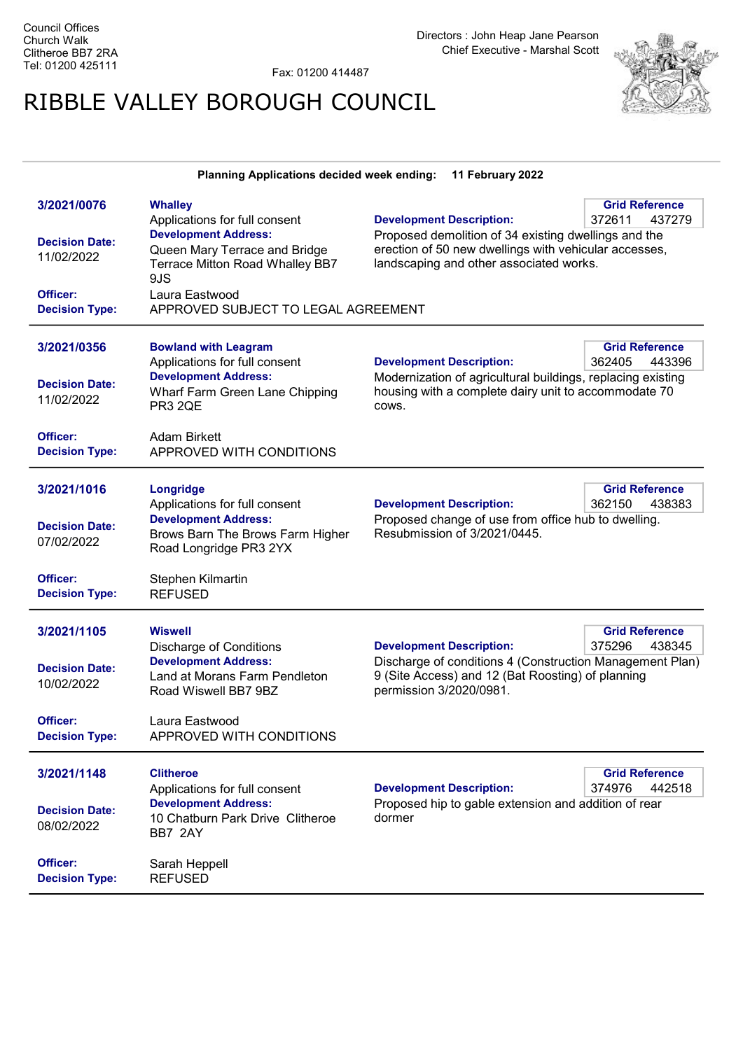Council Offices
Church Walk
Clitheroe BB7 2RA
Tel: 01200 425111

Fax: 01200 414487

Directors : John Heap Jane Pearson
Chief Executive - Marshal Scott

# RIBBLE VALLEY BOROUGH COUNCIL

**Planning Applications decided week ending: 11 February 2022**

---

**3/2021/0076**

**Whalley**
Applications for full consent

**Grid Reference:** 372611 437279

**Decision Date:** 11/02/2022

**Development Address:** Queen Mary Terrace and Bridge Terrace Mitton Road Whalley BB7 9JS

**Development Description:** Proposed demolition of 34 existing dwellings and the erection of 50 new dwellings with vehicular accesses, landscaping and other associated works.

**Officer:** Laura Eastwood

**Decision Type:** APPROVED SUBJECT TO LEGAL AGREEMENT

---

**3/2021/0356**

**Bowland with Leagram**
Applications for full consent

**Grid Reference:** 362405 443396

**Decision Date:** 11/02/2022

**Development Address:** Wharf Farm Green Lane Chipping PR3 2QE

**Development Description:** Modernization of agricultural buildings, replacing existing housing with a complete dairy unit to accommodate 70 cows.

**Officer:** Adam Birkett

**Decision Type:** APPROVED WITH CONDITIONS

---

**3/2021/1016**

**Longridge**
Applications for full consent

**Grid Reference:** 362150 438383

**Decision Date:** 07/02/2022

**Development Address:** Brows Barn The Brows Farm Higher Road Longridge PR3 2YX

**Development Description:** Proposed change of use from office hub to dwelling. Resubmission of 3/2021/0445.

**Officer:** Stephen Kilmartin

**Decision Type:** REFUSED

---

**3/2021/1105**

**Wiswell**
Discharge of Conditions

**Grid Reference:** 375296 438345

**Decision Date:** 10/02/2022

**Development Address:** Land at Morans Farm Pendleton Road Wiswell BB7 9BZ

**Development Description:** Discharge of conditions 4 (Construction Management Plan) 9 (Site Access) and 12 (Bat Roosting) of planning permission 3/2020/0981.

**Officer:** Laura Eastwood

**Decision Type:** APPROVED WITH CONDITIONS

---

**3/2021/1148**

**Clitheroe**
Applications for full consent

**Grid Reference:** 374976 442518

**Decision Date:** 08/02/2022

**Development Address:** 10 Chatburn Park Drive Clitheroe BB7 2AY

**Development Description:** Proposed hip to gable extension and addition of rear dormer

**Officer:** Sarah Heppell

**Decision Type:** REFUSED

---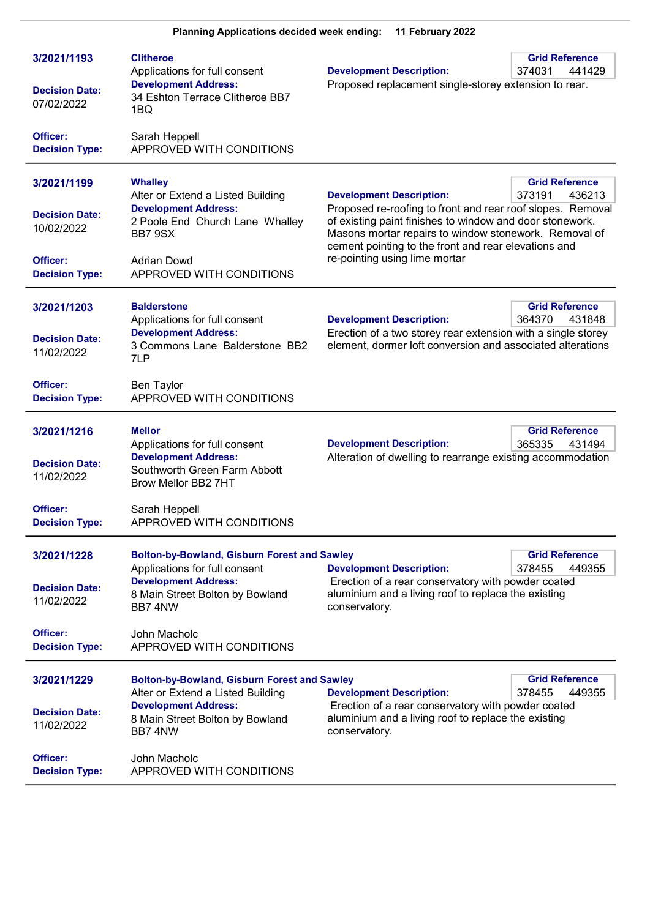**Planning Applications decided week ending: 11 February 2022**

---

**3/2021/1193**

**Clitheroe**
Applications for full consent

**Development Address:**
34 Eshton Terrace Clitheroe BB7 1BQ

**Decision Date:** 07/02/2022

**Development Description:**
Proposed replacement single-storey extension to rear.

| Grid Reference | |
|---|---|
| 374031 | 441429 |

**Officer:** Sarah Heppell
**Decision Type:** APPROVED WITH CONDITIONS

---

**3/2021/1199**

**Whalley**
Alter or Extend a Listed Building

**Development Address:**
2 Poole End Church Lane Whalley BB7 9SX

**Decision Date:** 10/02/2022

**Development Description:**
Proposed re-roofing to front and rear roof slopes. Removal of existing paint finishes to window and door stonework. Masons mortar repairs to window stonework. Removal of cement pointing to the front and rear elevations and re-pointing using lime mortar

| Grid Reference | |
|---|---|
| 373191 | 436213 |

**Officer:** Adrian Dowd
**Decision Type:** APPROVED WITH CONDITIONS

---

**3/2021/1203**

**Balderstone**
Applications for full consent

**Development Address:**
3 Commons Lane Balderstone BB2 7LP

**Decision Date:** 11/02/2022

**Development Description:**
Erection of a two storey rear extension with a single storey element, dormer loft conversion and associated alterations

| Grid Reference | |
|---|---|
| 364370 | 431848 |

**Officer:** Ben Taylor
**Decision Type:** APPROVED WITH CONDITIONS

---

**3/2021/1216**

**Mellor**
Applications for full consent

**Development Address:**
Southworth Green Farm Abbott Brow Mellor BB2 7HT

**Decision Date:** 11/02/2022

**Development Description:**
Alteration of dwelling to rearrange existing accommodation

| Grid Reference | |
|---|---|
| 365335 | 431494 |

**Officer:** Sarah Heppell
**Decision Type:** APPROVED WITH CONDITIONS

---

**3/2021/1228**

**Bolton-by-Bowland, Gisburn Forest and Sawley**
Applications for full consent

**Development Address:**
8 Main Street Bolton by Bowland BB7 4NW

**Decision Date:** 11/02/2022

**Development Description:**
Erection of a rear conservatory with powder coated aluminium and a living roof to replace the existing conservatory.

| Grid Reference | |
|---|---|
| 378455 | 449355 |

**Officer:** John Macholc
**Decision Type:** APPROVED WITH CONDITIONS

---

**3/2021/1229**

**Bolton-by-Bowland, Gisburn Forest and Sawley**
Alter or Extend a Listed Building

**Development Address:**
8 Main Street Bolton by Bowland BB7 4NW

**Decision Date:** 11/02/2022

**Development Description:**
Erection of a rear conservatory with powder coated aluminium and a living roof to replace the existing conservatory.

| Grid Reference | |
|---|---|
| 378455 | 449355 |

**Officer:** John Macholc
**Decision Type:** APPROVED WITH CONDITIONS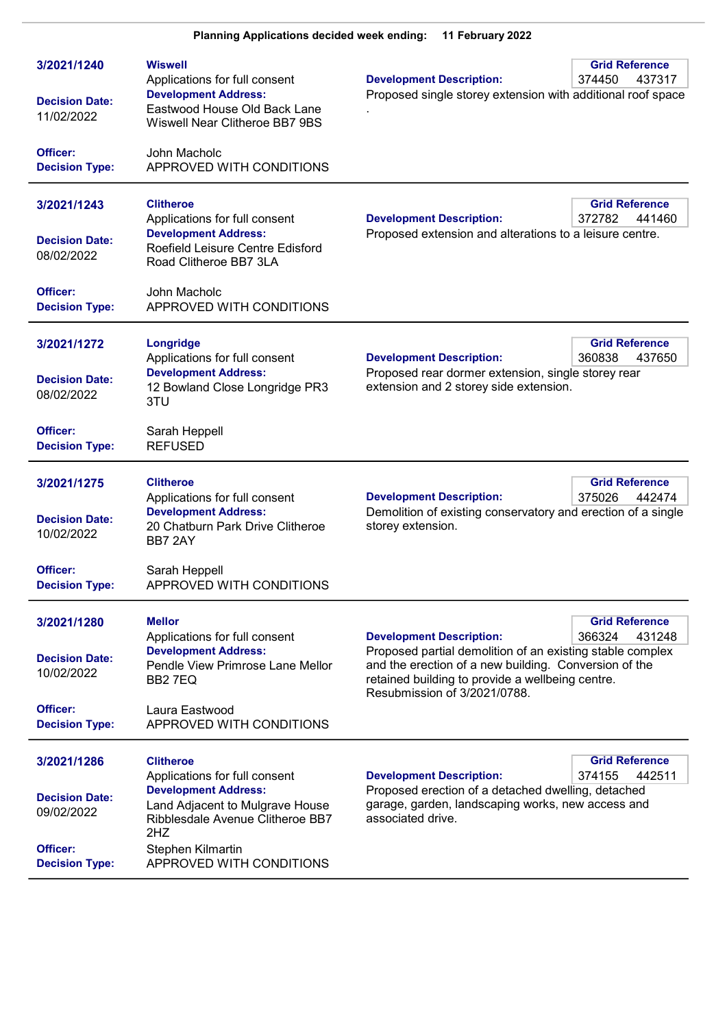**Planning Applications decided week ending: 11 February 2022**

---

**3/2021/1240**

**Decision Date:** 11/02/2022

**Wiswell**
Applications for full consent

**Development Address:**
Eastwood House Old Back Lane Wiswell Near Clitheroe BB7 9BS

**Officer:** John Macholc
**Decision Type:** APPROVED WITH CONDITIONS

**Development Description:**
Proposed single storey extension with additional roof space
.

| Grid Reference | |
|---|---|
| 374450 | 437317 |

---

**3/2021/1243**

**Decision Date:** 08/02/2022

**Clitheroe**
Applications for full consent

**Development Address:**
Roefield Leisure Centre Edisford Road Clitheroe BB7 3LA

**Officer:** John Macholc
**Decision Type:** APPROVED WITH CONDITIONS

**Development Description:**
Proposed extension and alterations to a leisure centre.

| Grid Reference | |
|---|---|
| 372782 | 441460 |

---

**3/2021/1272**

**Decision Date:** 08/02/2022

**Longridge**
Applications for full consent

**Development Address:**
12 Bowland Close Longridge PR3 3TU

**Officer:** Sarah Heppell
**Decision Type:** REFUSED

**Development Description:**
Proposed rear dormer extension, single storey rear extension and 2 storey side extension.

| Grid Reference | |
|---|---|
| 360838 | 437650 |

---

**3/2021/1275**

**Decision Date:** 10/02/2022

**Clitheroe**
Applications for full consent

**Development Address:**
20 Chatburn Park Drive Clitheroe BB7 2AY

**Officer:** Sarah Heppell
**Decision Type:** APPROVED WITH CONDITIONS

**Development Description:**
Demolition of existing conservatory and erection of a single storey extension.

| Grid Reference | |
|---|---|
| 375026 | 442474 |

---

**3/2021/1280**

**Decision Date:** 10/02/2022

**Mellor**
Applications for full consent

**Development Address:**
Pendle View Primrose Lane Mellor BB2 7EQ

**Officer:** Laura Eastwood
**Decision Type:** APPROVED WITH CONDITIONS

**Development Description:**
Proposed partial demolition of an existing stable complex and the erection of a new building. Conversion of the retained building to provide a wellbeing centre. Resubmission of 3/2021/0788.

| Grid Reference | |
|---|---|
| 366324 | 431248 |

---

**3/2021/1286**

**Decision Date:** 09/02/2022

**Clitheroe**
Applications for full consent

**Development Address:**
Land Adjacent to Mulgrave House Ribblesdale Avenue Clitheroe BB7 2HZ

**Officer:** Stephen Kilmartin
**Decision Type:** APPROVED WITH CONDITIONS

**Development Description:**
Proposed erection of a detached dwelling, detached garage, garden, landscaping works, new access and associated drive.

| Grid Reference | |
|---|---|
| 374155 | 442511 |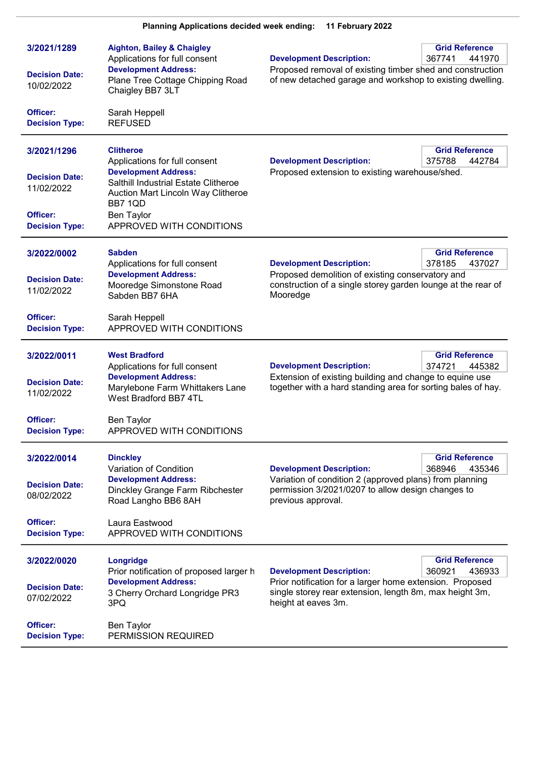**Planning Applications decided week ending: 11 February 2022**

---

**3/2021/1289**

**Aighton, Bailey & Chaigley**
Applications for full consent

**Development Address:**
Plane Tree Cottage Chipping Road Chaigley BB7 3LT

**Decision Date:** 10/02/2022

**Officer:** Sarah Heppell

**Decision Type:** REFUSED

**Grid Reference:** 367741 441970

**Development Description:**
Proposed removal of existing timber shed and construction of new detached garage and workshop to existing dwelling.

---

**3/2021/1296**

**Clitheroe**
Applications for full consent

**Development Address:**
Salthill Industrial Estate Clitheroe Auction Mart Lincoln Way Clitheroe BB7 1QD

**Decision Date:** 11/02/2022

**Officer:** Ben Taylor

**Decision Type:** APPROVED WITH CONDITIONS

**Grid Reference:** 375788 442784

**Development Description:**
Proposed extension to existing warehouse/shed.

---

**3/2022/0002**

**Sabden**
Applications for full consent

**Development Address:**
Mooredge Simonstone Road Sabden BB7 6HA

**Decision Date:** 11/02/2022

**Officer:** Sarah Heppell

**Decision Type:** APPROVED WITH CONDITIONS

**Grid Reference:** 378185 437027

**Development Description:**
Proposed demolition of existing conservatory and construction of a single storey garden lounge at the rear of Mooredge

---

**3/2022/0011**

**West Bradford**
Applications for full consent

**Development Address:**
Marylebone Farm Whittakers Lane West Bradford BB7 4TL

**Decision Date:** 11/02/2022

**Officer:** Ben Taylor

**Decision Type:** APPROVED WITH CONDITIONS

**Grid Reference:** 374721 445382

**Development Description:**
Extension of existing building and change to equine use together with a hard standing area for sorting bales of hay.

---

**3/2022/0014**

**Dinckley**
Variation of Condition

**Development Address:**
Dinckley Grange Farm Ribchester Road Langho BB6 8AH

**Decision Date:** 08/02/2022

**Officer:** Laura Eastwood

**Decision Type:** APPROVED WITH CONDITIONS

**Grid Reference:** 368946 435346

**Development Description:**
Variation of condition 2 (approved plans) from planning permission 3/2021/0207 to allow design changes to previous approval.

---

**3/2022/0020**

**Longridge**
Prior notification of proposed larger h

**Development Address:**
3 Cherry Orchard Longridge PR3 3PQ

**Decision Date:** 07/02/2022

**Officer:** Ben Taylor

**Decision Type:** PERMISSION REQUIRED

**Grid Reference:** 360921 436933

**Development Description:**
Prior notification for a larger home extension. Proposed single storey rear extension, length 8m, max height 3m, height at eaves 3m.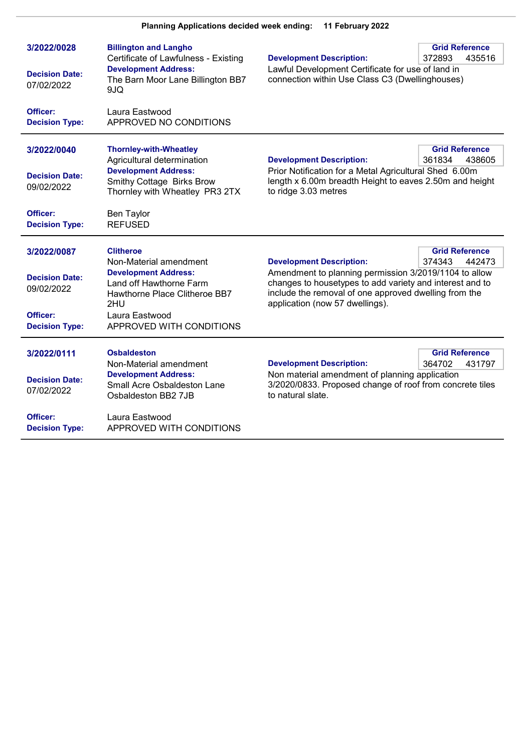**Planning Applications decided week ending: 11 February 2022**

---

**3/2022/0028**

**Billington and Langho**
Certificate of Lawfulness - Existing

**Development Address:**
The Barn Moor Lane Billington BB7 9JQ

**Development Description:**
Lawful Development Certificate for use of land in connection within Use Class C3 (Dwellinghouses)

**Grid Reference:** 372893 435516

**Decision Date:** 07/02/2022

**Officer:** Laura Eastwood

**Decision Type:** APPROVED NO CONDITIONS

---

**3/2022/0040**

**Thornley-with-Wheatley**
Agricultural determination

**Development Address:**
Smithy Cottage Birks Brow Thornley with Wheatley PR3 2TX

**Development Description:**
Prior Notification for a Metal Agricultural Shed 6.00m length x 6.00m breadth Height to eaves 2.50m and height to ridge 3.03 metres

**Grid Reference:** 361834 438605

**Decision Date:** 09/02/2022

**Officer:** Ben Taylor

**Decision Type:** REFUSED

---

**3/2022/0087**

**Clitheroe**
Non-Material amendment

**Development Address:**
Land off Hawthorne Farm Hawthorne Place Clitheroe BB7 2HU

**Development Description:**
Amendment to planning permission 3/2019/1104 to allow changes to housetypes to add variety and interest and to include the removal of one approved dwelling from the application (now 57 dwellings).

**Grid Reference:** 374343 442473

**Decision Date:** 09/02/2022

**Officer:** Laura Eastwood

**Decision Type:** APPROVED WITH CONDITIONS

---

**3/2022/0111**

**Osbaldeston**
Non-Material amendment

**Development Address:**
Small Acre Osbaldeston Lane Osbaldeston BB2 7JB

**Development Description:**
Non material amendment of planning application 3/2020/0833. Proposed change of roof from concrete tiles to natural slate.

**Grid Reference:** 364702 431797

**Decision Date:** 07/02/2022

**Officer:** Laura Eastwood

**Decision Type:** APPROVED WITH CONDITIONS